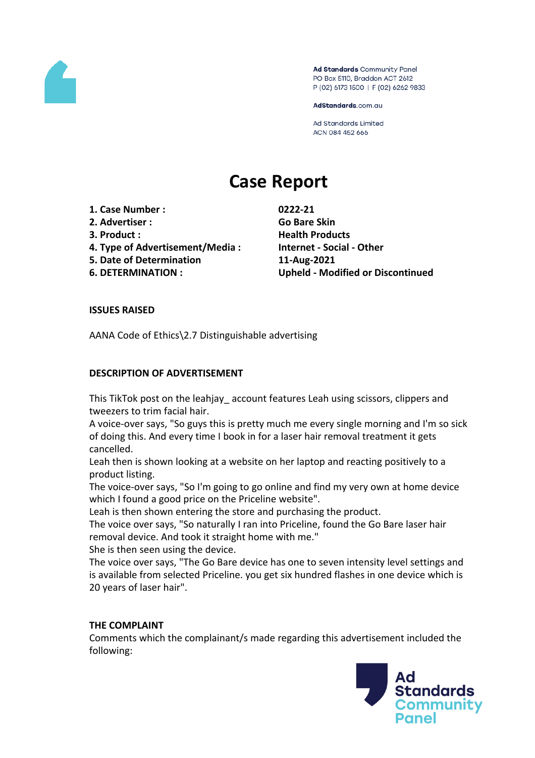Ad Standards Community Panel
PO Box 5110, Braddon ACT 2612
P (02) 6173 1500 | F (02) 6262 9833

AdStandards.com.au

Ad Standards Limited
ACN 084 452 666

# Case Report

| | |
|---|---|
| **1. Case Number :** | **0222-21** |
| **2. Advertiser :** | **Go Bare Skin** |
| **3. Product :** | **Health Products** |
| **4. Type of Advertisement/Media :** | **Internet - Social - Other** |
| **5. Date of Determination** | **11-Aug-2021** |
| **6. DETERMINATION :** | **Upheld - Modified or Discontinued** |

**ISSUES RAISED**

AANA Code of Ethics\2.7 Distinguishable advertising

**DESCRIPTION OF ADVERTISEMENT**

This TikTok post on the leahjay_ account features Leah using scissors, clippers and tweezers to trim facial hair.
A voice-over says, "So guys this is pretty much me every single morning and I'm so sick of doing this. And every time I book in for a laser hair removal treatment it gets cancelled.
Leah then is shown looking at a website on her laptop and reacting positively to a product listing.
The voice-over says, "So I'm going to go online and find my very own at home device which I found a good price on the Priceline website".
Leah is then shown entering the store and purchasing the product.
The voice over says, "So naturally I ran into Priceline, found the Go Bare laser hair removal device. And took it straight home with me."
She is then seen using the device.
The voice over says, "The Go Bare device has one to seven intensity level settings and is available from selected Priceline. you get six hundred flashes in one device which is 20 years of laser hair".

**THE COMPLAINT**
Comments which the complainant/s made regarding this advertisement included the following: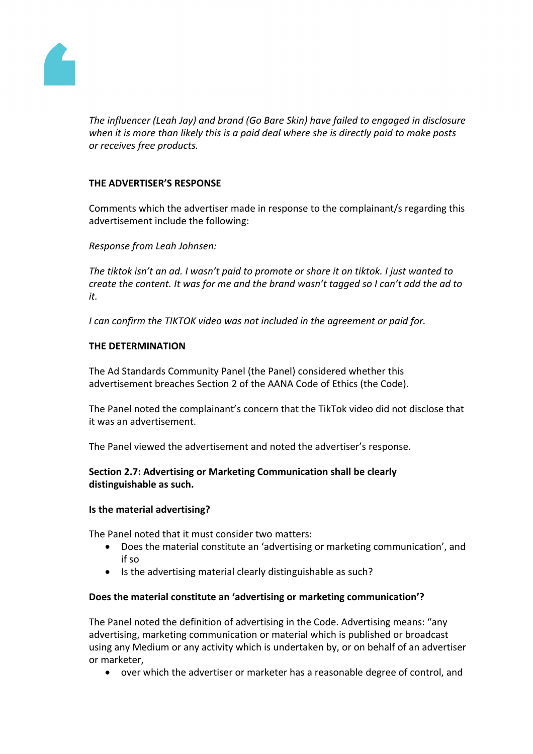*The influencer (Leah Jay) and brand (Go Bare Skin) have failed to engaged in disclosure when it is more than likely this is a paid deal where she is directly paid to make posts or receives free products.*

**THE ADVERTISER'S RESPONSE**

Comments which the advertiser made in response to the complainant/s regarding this advertisement include the following:

*Response from Leah Johnsen:*

*The tiktok isn't an ad. I wasn't paid to promote or share it on tiktok. I just wanted to create the content. It was for me and the brand wasn't tagged so I can't add the ad to it.*

*I can confirm the TIKTOK video was not included in the agreement or paid for.*

**THE DETERMINATION**

The Ad Standards Community Panel (the Panel) considered whether this advertisement breaches Section 2 of the AANA Code of Ethics (the Code).

The Panel noted the complainant's concern that the TikTok video did not disclose that it was an advertisement.

The Panel viewed the advertisement and noted the advertiser's response.

**Section 2.7: Advertising or Marketing Communication shall be clearly distinguishable as such.**

**Is the material advertising?**

The Panel noted that it must consider two matters:

- Does the material constitute an 'advertising or marketing communication', and if so
- Is the advertising material clearly distinguishable as such?

**Does the material constitute an 'advertising or marketing communication'?**

The Panel noted the definition of advertising in the Code. Advertising means: "any advertising, marketing communication or material which is published or broadcast using any Medium or any activity which is undertaken by, or on behalf of an advertiser or marketer,

- over which the advertiser or marketer has a reasonable degree of control, and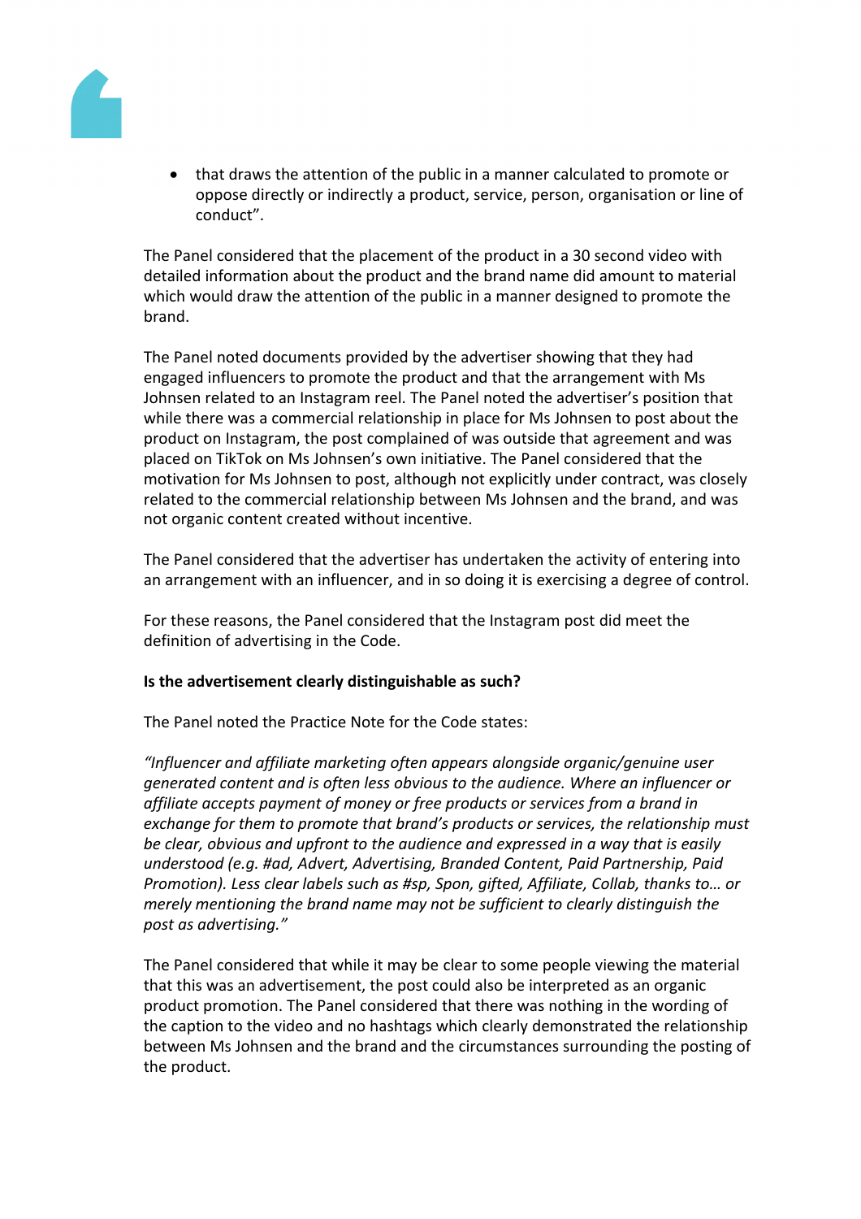- that draws the attention of the public in a manner calculated to promote or oppose directly or indirectly a product, service, person, organisation or line of conduct".

The Panel considered that the placement of the product in a 30 second video with detailed information about the product and the brand name did amount to material which would draw the attention of the public in a manner designed to promote the brand.

The Panel noted documents provided by the advertiser showing that they had engaged influencers to promote the product and that the arrangement with Ms Johnsen related to an Instagram reel. The Panel noted the advertiser's position that while there was a commercial relationship in place for Ms Johnsen to post about the product on Instagram, the post complained of was outside that agreement and was placed on TikTok on Ms Johnsen's own initiative. The Panel considered that the motivation for Ms Johnsen to post, although not explicitly under contract, was closely related to the commercial relationship between Ms Johnsen and the brand, and was not organic content created without incentive.

The Panel considered that the advertiser has undertaken the activity of entering into an arrangement with an influencer, and in so doing it is exercising a degree of control.

For these reasons, the Panel considered that the Instagram post did meet the definition of advertising in the Code.

**Is the advertisement clearly distinguishable as such?**

The Panel noted the Practice Note for the Code states:

*"Influencer and affiliate marketing often appears alongside organic/genuine user generated content and is often less obvious to the audience. Where an influencer or affiliate accepts payment of money or free products or services from a brand in exchange for them to promote that brand's products or services, the relationship must be clear, obvious and upfront to the audience and expressed in a way that is easily understood (e.g. #ad, Advert, Advertising, Branded Content, Paid Partnership, Paid Promotion). Less clear labels such as #sp, Spon, gifted, Affiliate, Collab, thanks to… or merely mentioning the brand name may not be sufficient to clearly distinguish the post as advertising."*

The Panel considered that while it may be clear to some people viewing the material that this was an advertisement, the post could also be interpreted as an organic product promotion. The Panel considered that there was nothing in the wording of the caption to the video and no hashtags which clearly demonstrated the relationship between Ms Johnsen and the brand and the circumstances surrounding the posting of the product.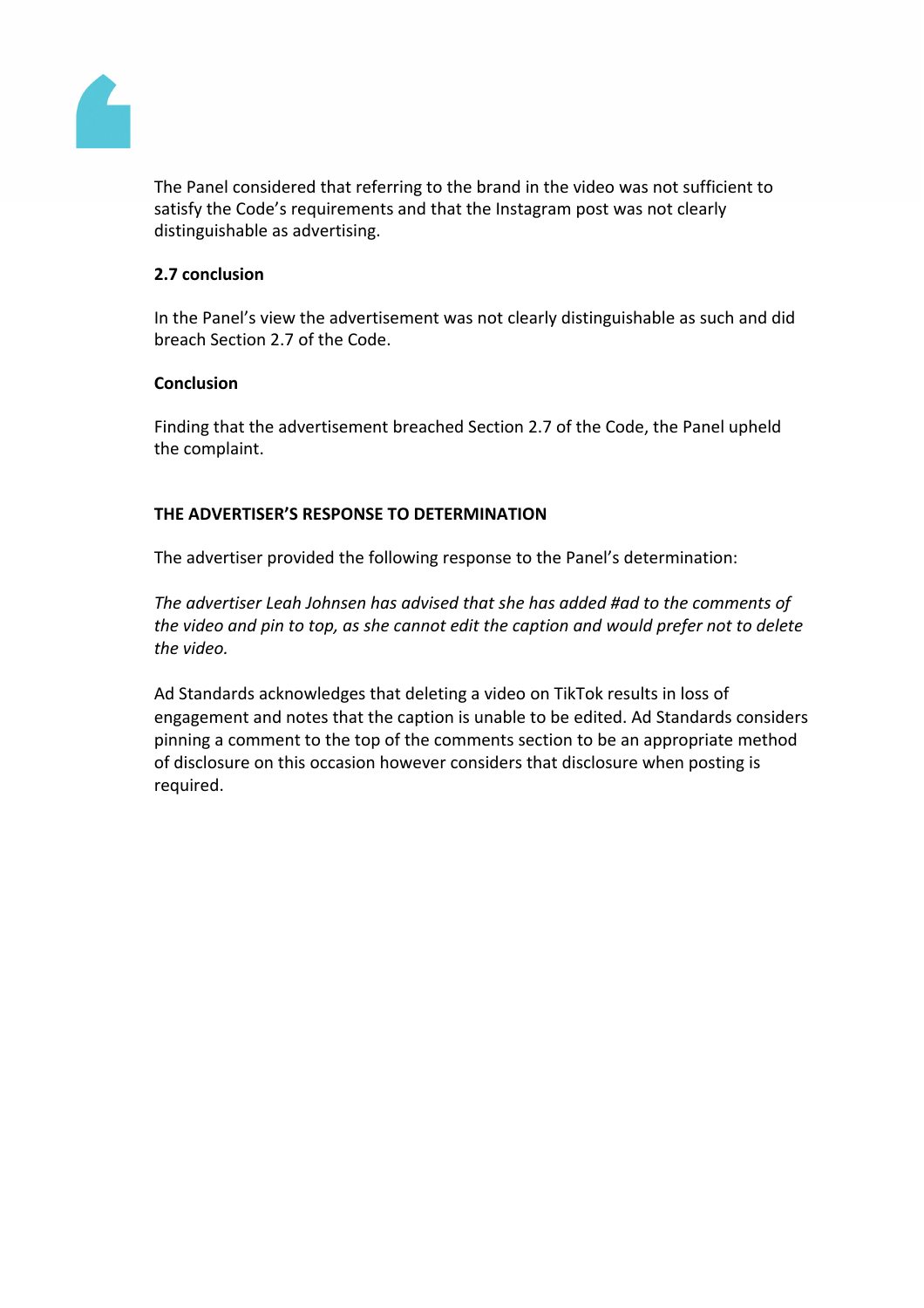The Panel considered that referring to the brand in the video was not sufficient to satisfy the Code's requirements and that the Instagram post was not clearly distinguishable as advertising.

**2.7 conclusion**

In the Panel's view the advertisement was not clearly distinguishable as such and did breach Section 2.7 of the Code.

**Conclusion**

Finding that the advertisement breached Section 2.7 of the Code, the Panel upheld the complaint.

**THE ADVERTISER'S RESPONSE TO DETERMINATION**

The advertiser provided the following response to the Panel's determination:

*The advertiser Leah Johnsen has advised that she has added #ad to the comments of the video and pin to top, as she cannot edit the caption and would prefer not to delete the video.*

Ad Standards acknowledges that deleting a video on TikTok results in loss of engagement and notes that the caption is unable to be edited. Ad Standards considers pinning a comment to the top of the comments section to be an appropriate method of disclosure on this occasion however considers that disclosure when posting is required.